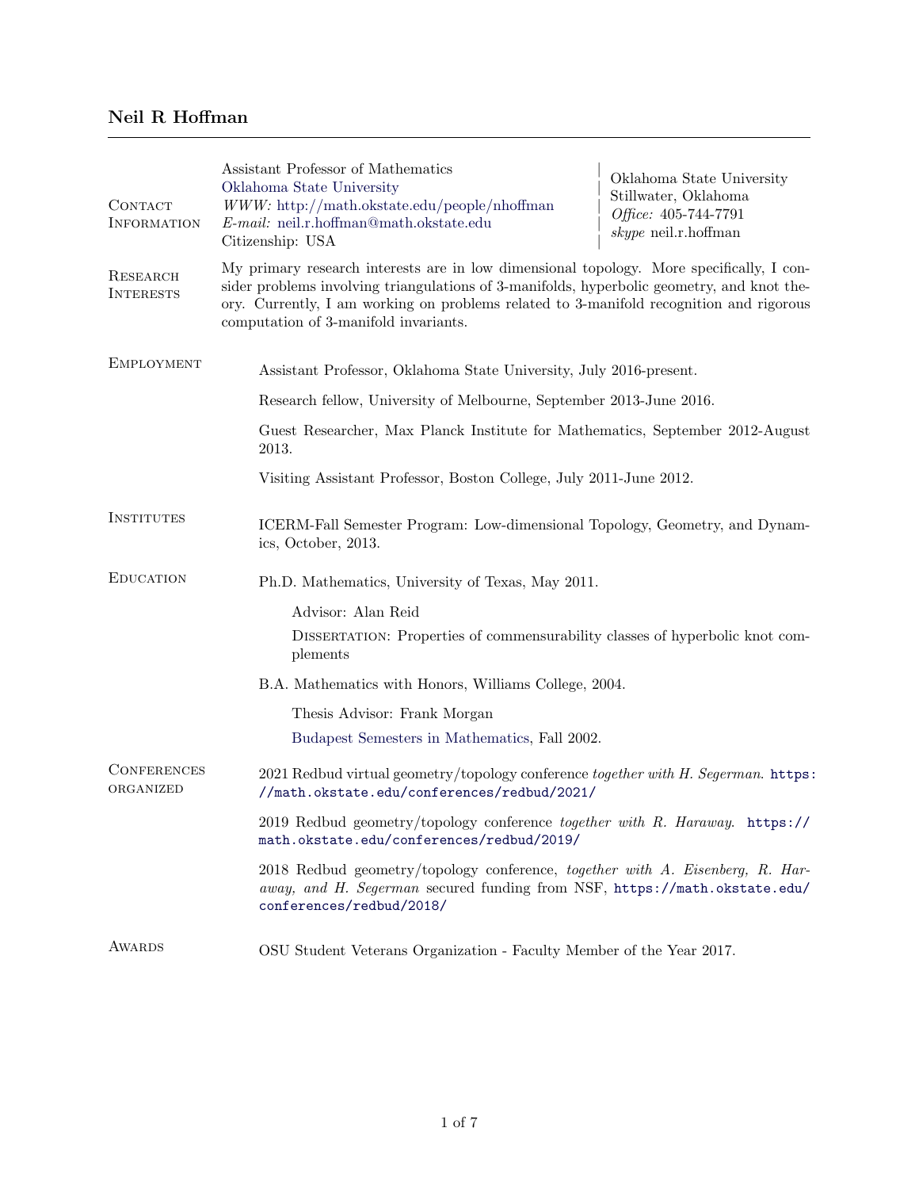# Neil R Hoffman

---

## Contact Information

Assistant Professor of Mathematics
Oklahoma State University
*WWW:* http://math.okstate.edu/people/nhoffman
*E-mail:* neil.r.hoffman@math.okstate.edu
Citizenship: USA

Oklahoma State University
Stillwater, Oklahoma
*Office:* 405-744-7791
*skype* neil.r.hoffman

## Research Interests

My primary research interests are in low dimensional topology. More specifically, I consider problems involving triangulations of 3-manifolds, hyperbolic geometry, and knot theory. Currently, I am working on problems related to 3-manifold recognition and rigorous computation of 3-manifold invariants.

## Employment

Assistant Professor, Oklahoma State University, July 2016-present.

Research fellow, University of Melbourne, September 2013-June 2016.

Guest Researcher, Max Planck Institute for Mathematics, September 2012-August 2013.

Visiting Assistant Professor, Boston College, July 2011-June 2012.

## Institutes

ICERM-Fall Semester Program: Low-dimensional Topology, Geometry, and Dynamics, October, 2013.

## Education

Ph.D. Mathematics, University of Texas, May 2011.

> Advisor: Alan Reid
>
> Dissertation: Properties of commensurability classes of hyperbolic knot complements

B.A. Mathematics with Honors, Williams College, 2004.

> Thesis Advisor: Frank Morgan
>
> Budapest Semesters in Mathematics, Fall 2002.

## Conferences organized

2021 Redbud virtual geometry/topology conference *together with H. Segerman*. `https://math.okstate.edu/conferences/redbud/2021/`

2019 Redbud geometry/topology conference *together with R. Haraway*. `https://math.okstate.edu/conferences/redbud/2019/`

2018 Redbud geometry/topology conference, *together with A. Eisenberg, R. Haraway, and H. Segerman* secured funding from NSF, `https://math.okstate.edu/conferences/redbud/2018/`

## Awards

OSU Student Veterans Organization - Faculty Member of the Year 2017.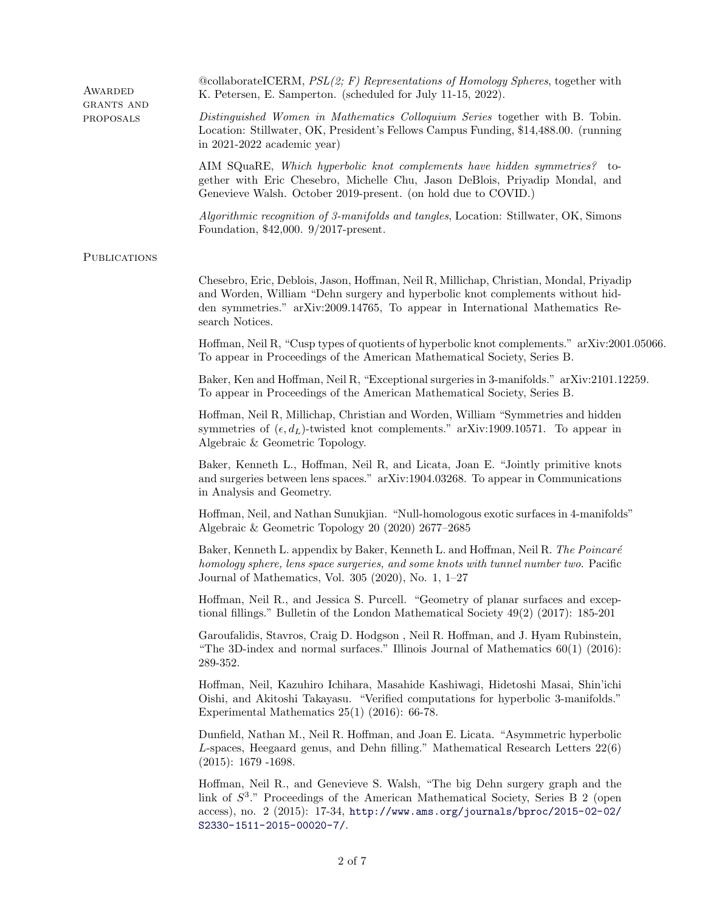## Awarded grants and proposals

@collaborateICERM, *PSL(2; F) Representations of Homology Spheres*, together with K. Petersen, E. Samperton. (scheduled for July 11-15, 2022).

*Distinguished Women in Mathematics Colloquium Series* together with B. Tobin. Location: Stillwater, OK, President's Fellows Campus Funding, $14,488.00. (running in 2021-2022 academic year)

AIM SQuaRE, *Which hyperbolic knot complements have hidden symmetries?* together with Eric Chesebro, Michelle Chu, Jason DeBlois, Priyadip Mondal, and Genevieve Walsh. October 2019-present. (on hold due to COVID.)

*Algorithmic recognition of 3-manifolds and tangles*, Location: Stillwater, OK, Simons Foundation, $42,000. 9/2017-present.

## Publications

Chesebro, Eric, Deblois, Jason, Hoffman, Neil R, Millichap, Christian, Mondal, Priyadip and Worden, William "Dehn surgery and hyperbolic knot complements without hidden symmetries." arXiv:2009.14765, To appear in International Mathematics Research Notices.

Hoffman, Neil R, "Cusp types of quotients of hyperbolic knot complements." arXiv:2001.05066. To appear in Proceedings of the American Mathematical Society, Series B.

Baker, Ken and Hoffman, Neil R, "Exceptional surgeries in 3-manifolds." arXiv:2101.12259. To appear in Proceedings of the American Mathematical Society, Series B.

Hoffman, Neil R, Millichap, Christian and Worden, William "Symmetries and hidden symmetries of $(\epsilon, d_L)$-twisted knot complements." arXiv:1909.10571. To appear in Algebraic & Geometric Topology.

Baker, Kenneth L., Hoffman, Neil R, and Licata, Joan E. "Jointly primitive knots and surgeries between lens spaces." arXiv:1904.03268. To appear in Communications in Analysis and Geometry.

Hoffman, Neil, and Nathan Sunukjian. "Null-homologous exotic surfaces in 4-manifolds" Algebraic & Geometric Topology 20 (2020) 2677–2685

Baker, Kenneth L. appendix by Baker, Kenneth L. and Hoffman, Neil R. *The Poincaré homology sphere, lens space surgeries, and some knots with tunnel number two.* Pacific Journal of Mathematics, Vol. 305 (2020), No. 1, 1–27

Hoffman, Neil R., and Jessica S. Purcell. "Geometry of planar surfaces and exceptional fillings." Bulletin of the London Mathematical Society 49(2) (2017): 185-201

Garoufalidis, Stavros, Craig D. Hodgson , Neil R. Hoffman, and J. Hyam Rubinstein, "The 3D-index and normal surfaces." Illinois Journal of Mathematics 60(1) (2016): 289-352.

Hoffman, Neil, Kazuhiro Ichihara, Masahide Kashiwagi, Hidetoshi Masai, Shin'ichi Oishi, and Akitoshi Takayasu. "Verified computations for hyperbolic 3-manifolds." Experimental Mathematics 25(1) (2016): 66-78.

Dunfield, Nathan M., Neil R. Hoffman, and Joan E. Licata. "Asymmetric hyperbolic $L$-spaces, Heegaard genus, and Dehn filling." Mathematical Research Letters 22(6) (2015): 1679 -1698.

Hoffman, Neil R., and Genevieve S. Walsh, "The big Dehn surgery graph and the link of $S^3$." Proceedings of the American Mathematical Society, Series B 2 (open access), no. 2 (2015): 17-34, http://www.ams.org/journals/bproc/2015-02-02/S2330-1511-2015-00020-7/.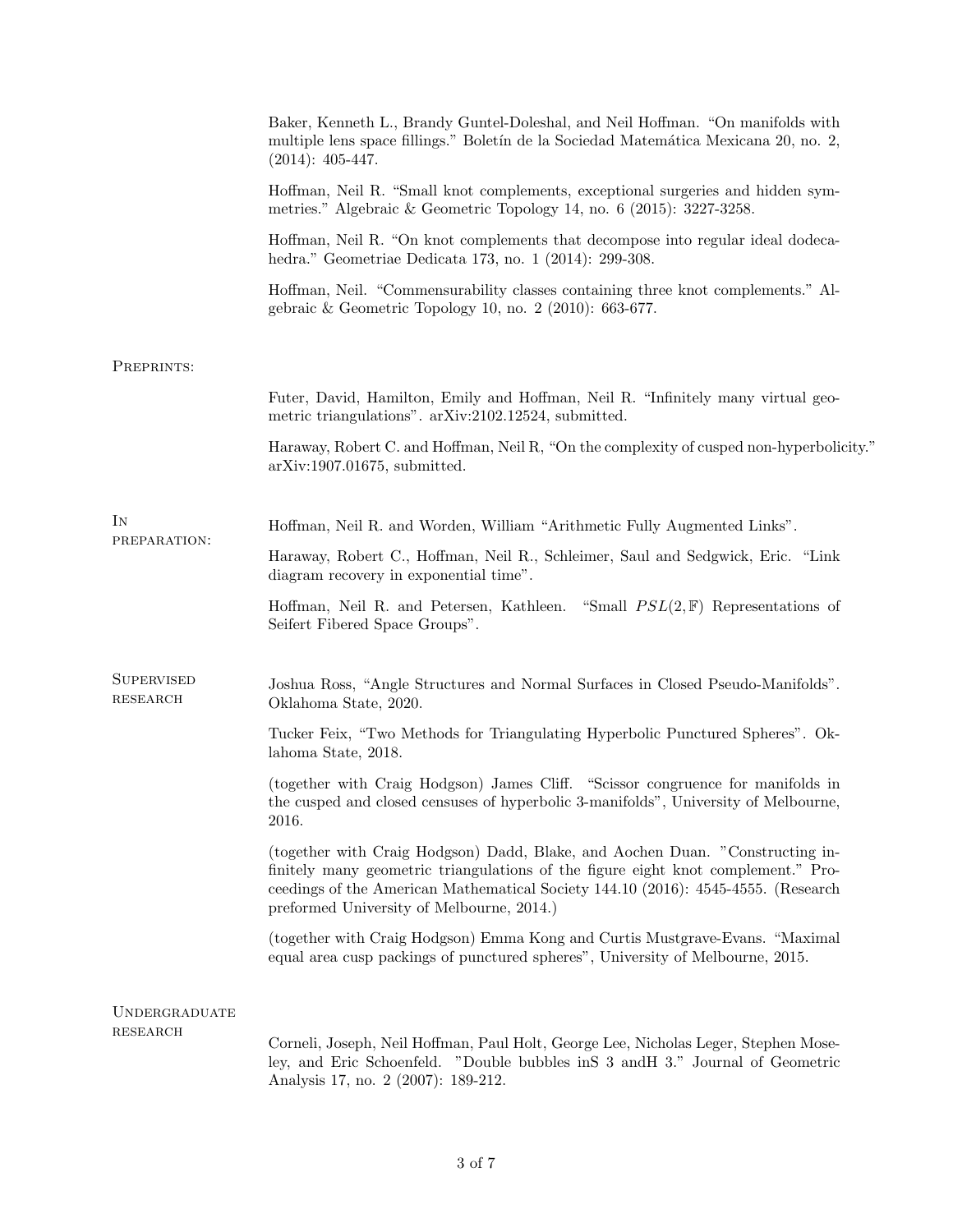Baker, Kenneth L., Brandy Guntel-Doleshal, and Neil Hoffman. “On manifolds with multiple lens space fillings.” Boletín de la Sociedad Matemática Mexicana 20, no. 2, (2014): 405-447.

Hoffman, Neil R. “Small knot complements, exceptional surgeries and hidden symmetries.” Algebraic & Geometric Topology 14, no. 6 (2015): 3227-3258.

Hoffman, Neil R. “On knot complements that decompose into regular ideal dodecahedra.” Geometriae Dedicata 173, no. 1 (2014): 299-308.

Hoffman, Neil. “Commensurability classes containing three knot complements.” Algebraic & Geometric Topology 10, no. 2 (2010): 663-677.

## Preprints:

Futer, David, Hamilton, Emily and Hoffman, Neil R. “Infinitely many virtual geometric triangulations”. arXiv:2102.12524, submitted.

Haraway, Robert C. and Hoffman, Neil R, “On the complexity of cusped non-hyperbolicity.” arXiv:1907.01675, submitted.

## In preparation:

Hoffman, Neil R. and Worden, William “Arithmetic Fully Augmented Links”.

Haraway, Robert C., Hoffman, Neil R., Schleimer, Saul and Sedgwick, Eric. “Link diagram recovery in exponential time”.

Hoffman, Neil R. and Petersen, Kathleen. “Small $PSL(2, \mathbb{F})$ Representations of Seifert Fibered Space Groups”.

## Supervised research

Joshua Ross, “Angle Structures and Normal Surfaces in Closed Pseudo-Manifolds”. Oklahoma State, 2020.

Tucker Feix, “Two Methods for Triangulating Hyperbolic Punctured Spheres”. Oklahoma State, 2018.

(together with Craig Hodgson) James Cliff. “Scissor congruence for manifolds in the cusped and closed censuses of hyperbolic 3-manifolds”, University of Melbourne, 2016.

(together with Craig Hodgson) Dadd, Blake, and Aochen Duan. ”Constructing infinitely many geometric triangulations of the figure eight knot complement.” Proceedings of the American Mathematical Society 144.10 (2016): 4545-4555. (Research preformed University of Melbourne, 2014.)

(together with Craig Hodgson) Emma Kong and Curtis Mustgrave-Evans. “Maximal equal area cusp packings of punctured spheres”, University of Melbourne, 2015.

## Undergraduate research

Corneli, Joseph, Neil Hoffman, Paul Holt, George Lee, Nicholas Leger, Stephen Moseley, and Eric Schoenfeld. ”Double bubbles inS 3 andH 3.” Journal of Geometric Analysis 17, no. 2 (2007): 189-212.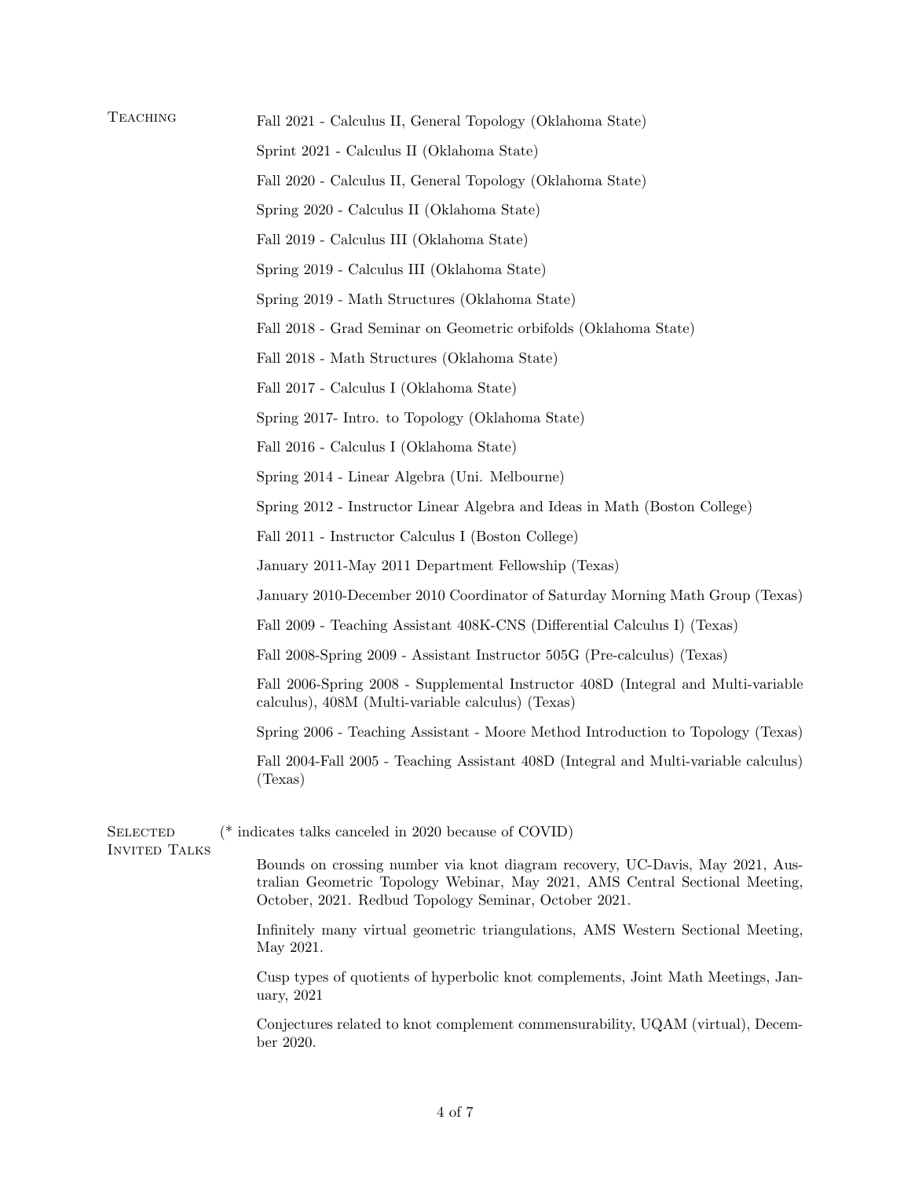## Teaching

Fall 2021 - Calculus II, General Topology (Oklahoma State)

Sprint 2021 - Calculus II (Oklahoma State)

Fall 2020 - Calculus II, General Topology (Oklahoma State)

Spring 2020 - Calculus II (Oklahoma State)

Fall 2019 - Calculus III (Oklahoma State)

Spring 2019 - Calculus III (Oklahoma State)

Spring 2019 - Math Structures (Oklahoma State)

Fall 2018 - Grad Seminar on Geometric orbifolds (Oklahoma State)

Fall 2018 - Math Structures (Oklahoma State)

Fall 2017 - Calculus I (Oklahoma State)

Spring 2017- Intro. to Topology (Oklahoma State)

Fall 2016 - Calculus I (Oklahoma State)

Spring 2014 - Linear Algebra (Uni. Melbourne)

Spring 2012 - Instructor Linear Algebra and Ideas in Math (Boston College)

Fall 2011 - Instructor Calculus I (Boston College)

January 2011-May 2011 Department Fellowship (Texas)

January 2010-December 2010 Coordinator of Saturday Morning Math Group (Texas)

Fall 2009 - Teaching Assistant 408K-CNS (Differential Calculus I) (Texas)

Fall 2008-Spring 2009 - Assistant Instructor 505G (Pre-calculus) (Texas)

Fall 2006-Spring 2008 - Supplemental Instructor 408D (Integral and Multi-variable calculus), 408M (Multi-variable calculus) (Texas)

Spring 2006 - Teaching Assistant - Moore Method Introduction to Topology (Texas)

Fall 2004-Fall 2005 - Teaching Assistant 408D (Integral and Multi-variable calculus) (Texas)

## Selected Invited Talks

(* indicates talks canceled in 2020 because of COVID)

Bounds on crossing number via knot diagram recovery, UC-Davis, May 2021, Australian Geometric Topology Webinar, May 2021, AMS Central Sectional Meeting, October, 2021. Redbud Topology Seminar, October 2021.

Infinitely many virtual geometric triangulations, AMS Western Sectional Meeting, May 2021.

Cusp types of quotients of hyperbolic knot complements, Joint Math Meetings, January, 2021

Conjectures related to knot complement commensurability, UQAM (virtual), December 2020.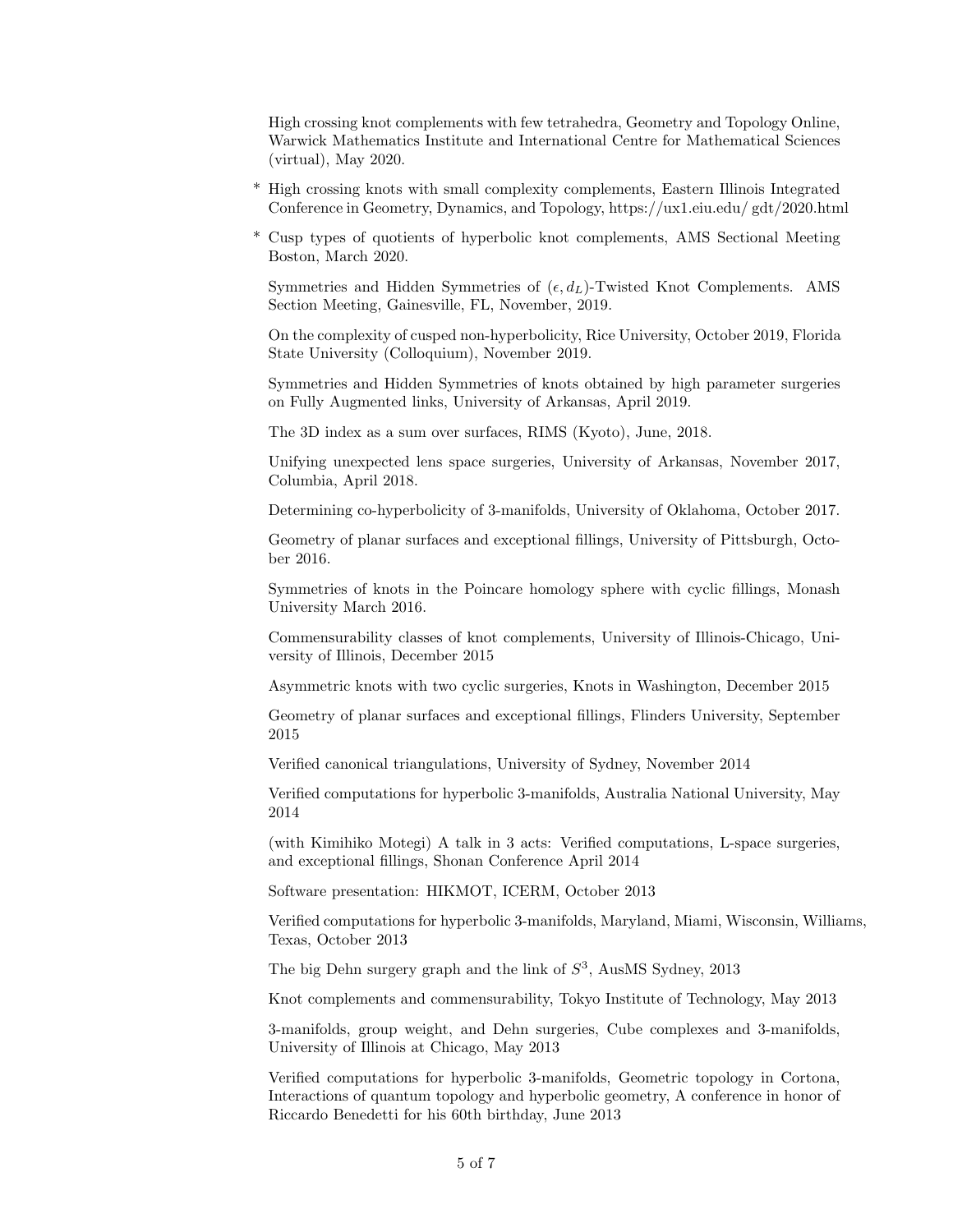High crossing knot complements with few tetrahedra, Geometry and Topology Online, Warwick Mathematics Institute and International Centre for Mathematical Sciences (virtual), May 2020.

* High crossing knots with small complexity complements, Eastern Illinois Integrated Conference in Geometry, Dynamics, and Topology, https://ux1.eiu.edu/ gdt/2020.html

* Cusp types of quotients of hyperbolic knot complements, AMS Sectional Meeting Boston, March 2020.

Symmetries and Hidden Symmetries of $(\epsilon, d_L)$-Twisted Knot Complements. AMS Section Meeting, Gainesville, FL, November, 2019.

On the complexity of cusped non-hyperbolicity, Rice University, October 2019, Florida State University (Colloquium), November 2019.

Symmetries and Hidden Symmetries of knots obtained by high parameter surgeries on Fully Augmented links, University of Arkansas, April 2019.

The 3D index as a sum over surfaces, RIMS (Kyoto), June, 2018.

Unifying unexpected lens space surgeries, University of Arkansas, November 2017, Columbia, April 2018.

Determining co-hyperbolicity of 3-manifolds, University of Oklahoma, October 2017.

Geometry of planar surfaces and exceptional fillings, University of Pittsburgh, October 2016.

Symmetries of knots in the Poincare homology sphere with cyclic fillings, Monash University March 2016.

Commensurability classes of knot complements, University of Illinois-Chicago, University of Illinois, December 2015

Asymmetric knots with two cyclic surgeries, Knots in Washington, December 2015

Geometry of planar surfaces and exceptional fillings, Flinders University, September 2015

Verified canonical triangulations, University of Sydney, November 2014

Verified computations for hyperbolic 3-manifolds, Australia National University, May 2014

(with Kimihiko Motegi) A talk in 3 acts: Verified computations, L-space surgeries, and exceptional fillings, Shonan Conference April 2014

Software presentation: HIKMOT, ICERM, October 2013

Verified computations for hyperbolic 3-manifolds, Maryland, Miami, Wisconsin, Williams, Texas, October 2013

The big Dehn surgery graph and the link of $S^3$, AusMS Sydney, 2013

Knot complements and commensurability, Tokyo Institute of Technology, May 2013

3-manifolds, group weight, and Dehn surgeries, Cube complexes and 3-manifolds, University of Illinois at Chicago, May 2013

Verified computations for hyperbolic 3-manifolds, Geometric topology in Cortona, Interactions of quantum topology and hyperbolic geometry, A conference in honor of Riccardo Benedetti for his 60th birthday, June 2013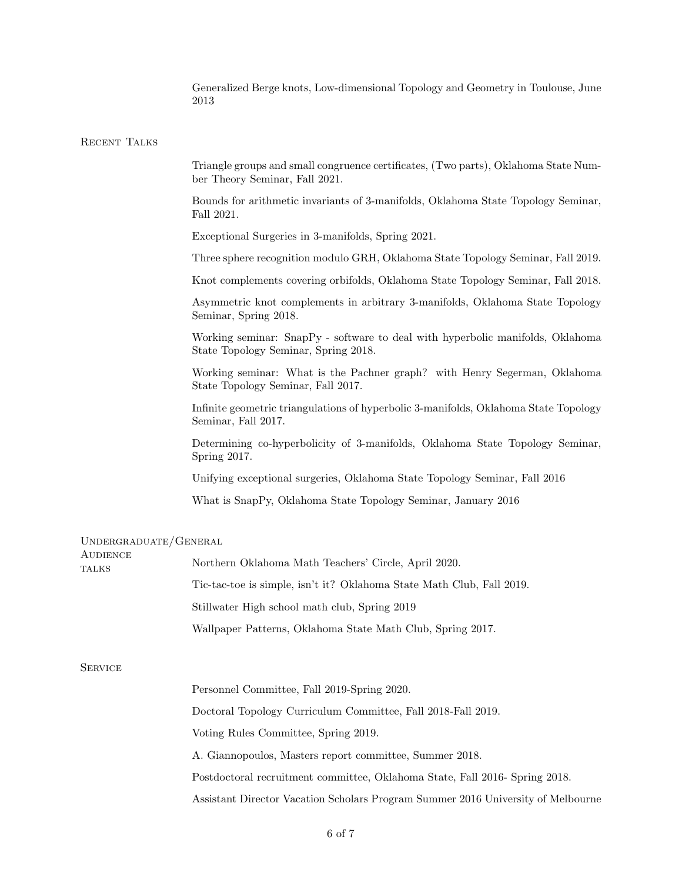Generalized Berge knots, Low-dimensional Topology and Geometry in Toulouse, June 2013

## Recent Talks

Triangle groups and small congruence certificates, (Two parts), Oklahoma State Number Theory Seminar, Fall 2021.

Bounds for arithmetic invariants of 3-manifolds, Oklahoma State Topology Seminar, Fall 2021.

Exceptional Surgeries in 3-manifolds, Spring 2021.

Three sphere recognition modulo GRH, Oklahoma State Topology Seminar, Fall 2019.

Knot complements covering orbifolds, Oklahoma State Topology Seminar, Fall 2018.

Asymmetric knot complements in arbitrary 3-manifolds, Oklahoma State Topology Seminar, Spring 2018.

Working seminar: SnapPy - software to deal with hyperbolic manifolds, Oklahoma State Topology Seminar, Spring 2018.

Working seminar: What is the Pachner graph? with Henry Segerman, Oklahoma State Topology Seminar, Fall 2017.

Infinite geometric triangulations of hyperbolic 3-manifolds, Oklahoma State Topology Seminar, Fall 2017.

Determining co-hyperbolicity of 3-manifolds, Oklahoma State Topology Seminar, Spring 2017.

Unifying exceptional surgeries, Oklahoma State Topology Seminar, Fall 2016

What is SnapPy, Oklahoma State Topology Seminar, January 2016

## Undergraduate/General Audience talks

Northern Oklahoma Math Teachers' Circle, April 2020.

Tic-tac-toe is simple, isn't it? Oklahoma State Math Club, Fall 2019.

Stillwater High school math club, Spring 2019

Wallpaper Patterns, Oklahoma State Math Club, Spring 2017.

## Service

Personnel Committee, Fall 2019-Spring 2020.

Doctoral Topology Curriculum Committee, Fall 2018-Fall 2019.

Voting Rules Committee, Spring 2019.

A. Giannopoulos, Masters report committee, Summer 2018.

Postdoctoral recruitment committee, Oklahoma State, Fall 2016- Spring 2018.

Assistant Director Vacation Scholars Program Summer 2016 University of Melbourne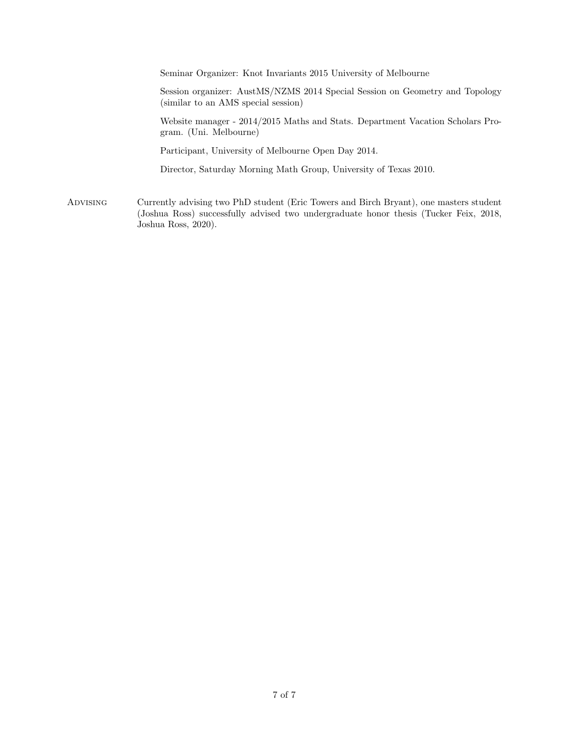Seminar Organizer: Knot Invariants 2015 University of Melbourne

Session organizer: AustMS/NZMS 2014 Special Session on Geometry and Topology (similar to an AMS special session)

Website manager - 2014/2015 Maths and Stats. Department Vacation Scholars Program. (Uni. Melbourne)

Participant, University of Melbourne Open Day 2014.

Director, Saturday Morning Math Group, University of Texas 2010.

## Advising

Currently advising two PhD student (Eric Towers and Birch Bryant), one masters student (Joshua Ross) successfully advised two undergraduate honor thesis (Tucker Feix, 2018, Joshua Ross, 2020).